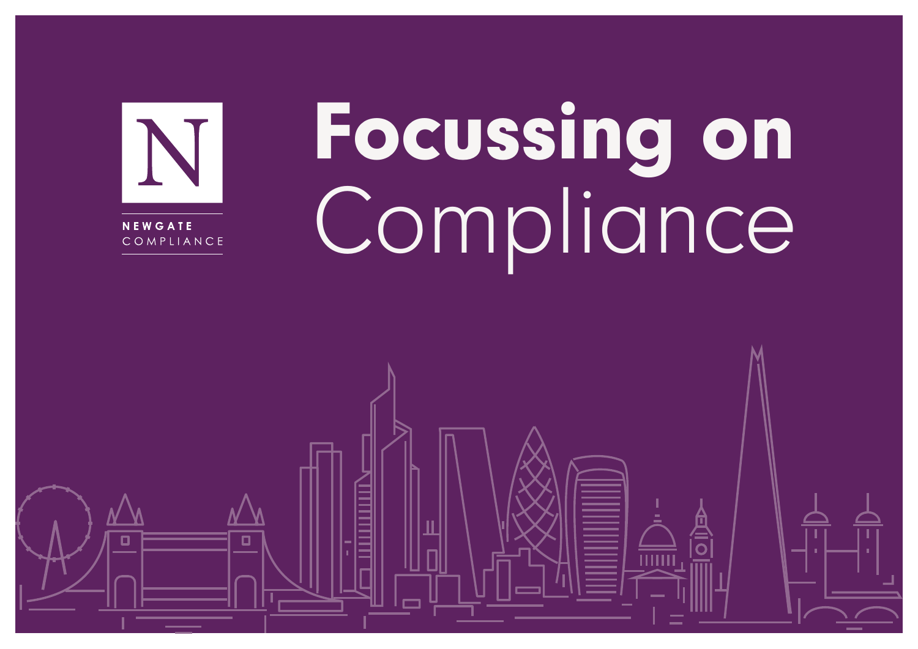NEWGATE
COMPLIANCE

# Focussing on Compliance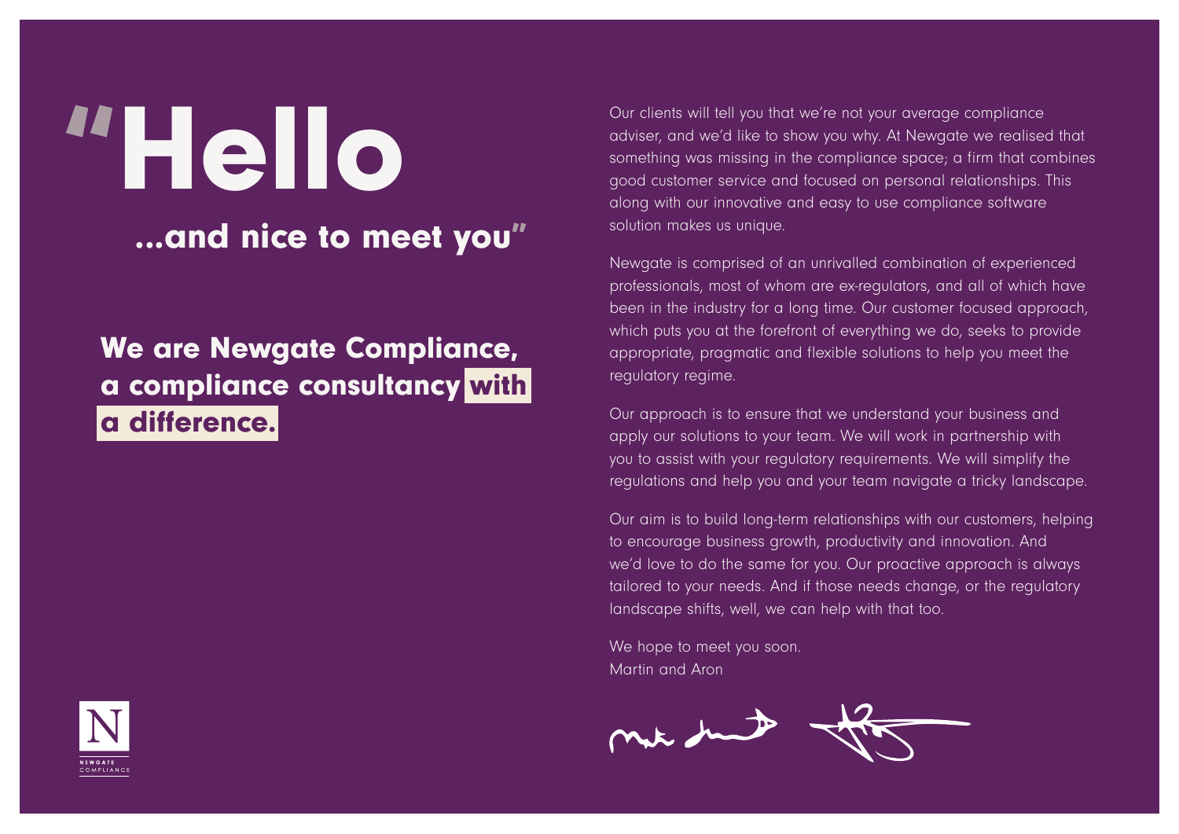# "Hello

## ...and nice to meet you"

**We are Newgate Compliance, a compliance consultancy with a difference.**

Our clients will tell you that we're not your average compliance adviser, and we'd like to show you why. At Newgate we realised that something was missing in the compliance space; a firm that combines good customer service and focused on personal relationships. This along with our innovative and easy to use compliance software solution makes us unique.

Newgate is comprised of an unrivalled combination of experienced professionals, most of whom are ex-regulators, and all of which have been in the industry for a long time. Our customer focused approach, which puts you at the forefront of everything we do, seeks to provide appropriate, pragmatic and flexible solutions to help you meet the regulatory regime.

Our approach is to ensure that we understand your business and apply our solutions to your team. We will work in partnership with you to assist with your regulatory requirements. We will simplify the regulations and help you and your team navigate a tricky landscape.

Our aim is to build long-term relationships with our customers, helping to encourage business growth, productivity and innovation. And we'd love to do the same for you. Our proactive approach is always tailored to your needs. And if those needs change, or the regulatory landscape shifts, well, we can help with that too.

We hope to meet you soon.
Martin and Aron

N
NEWGATE
COMPLIANCE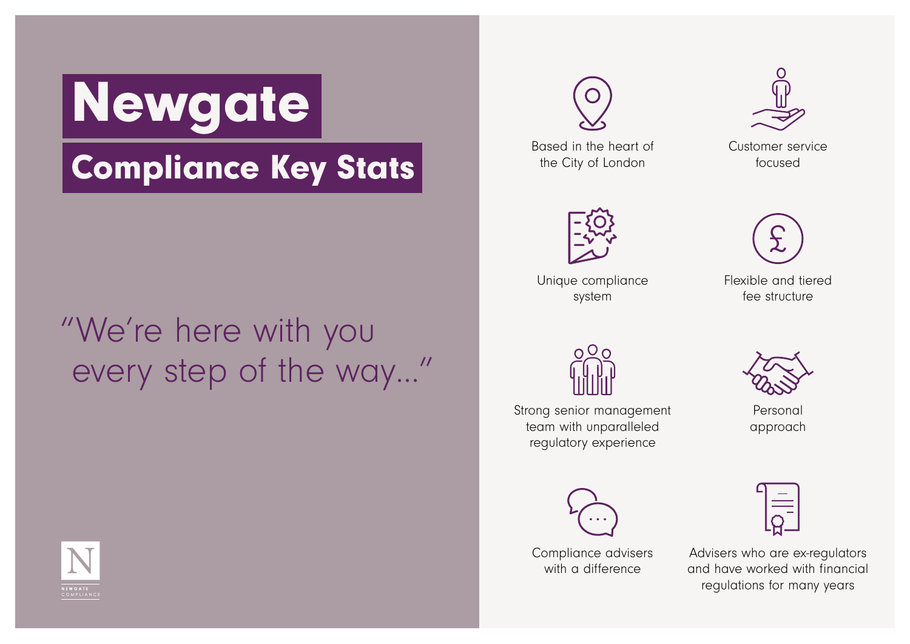# Newgate

## Compliance Key Stats

"We're here with you every step of the way..."

- Based in the heart of the City of London
- Customer service focused
- Unique compliance system
- Flexible and tiered fee structure
- Strong senior management team with unparalleled regulatory experience
- Personal approach
- Compliance advisers with a difference
- Advisers who are ex-regulators and have worked with financial regulations for many years

NEWGATE COMPLIANCE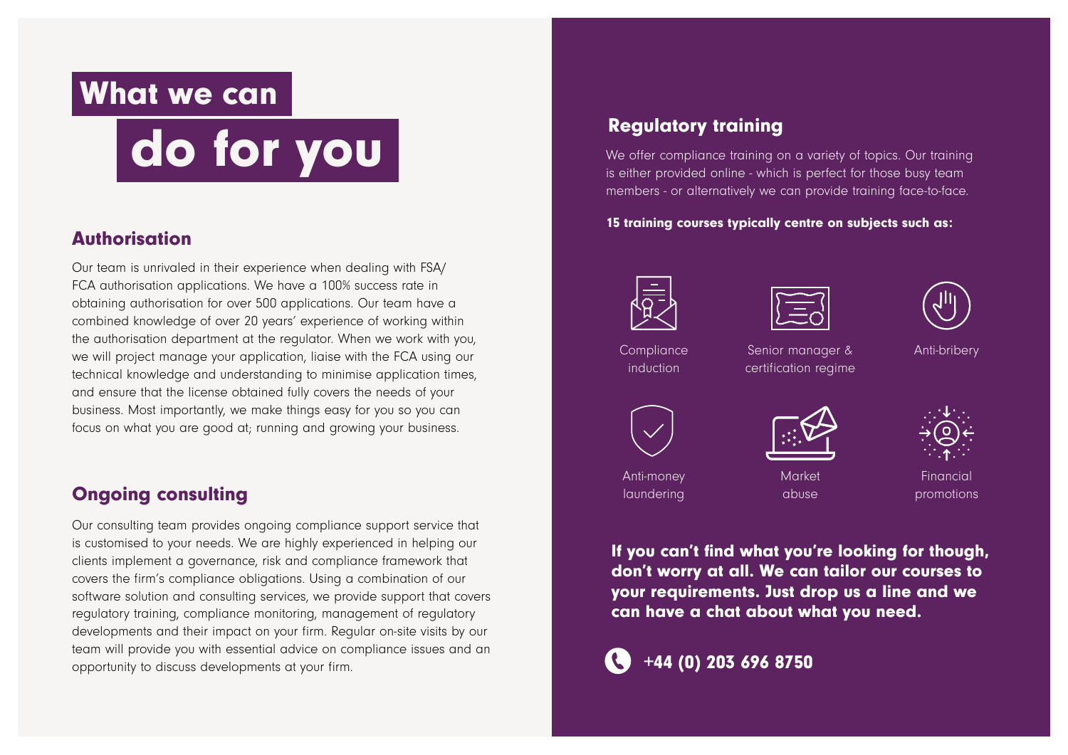# What we can do for you

## Authorisation

Our team is unrivaled in their experience when dealing with FSA/FCA authorisation applications. We have a 100% success rate in obtaining authorisation for over 500 applications. Our team have a combined knowledge of over 20 years' experience of working within the authorisation department at the regulator. When we work with you, we will project manage your application, liaise with the FCA using our technical knowledge and understanding to minimise application times, and ensure that the license obtained fully covers the needs of your business. Most importantly, we make things easy for you so you can focus on what you are good at; running and growing your business.

## Ongoing consulting

Our consulting team provides ongoing compliance support service that is customised to your needs. We are highly experienced in helping our clients implement a governance, risk and compliance framework that covers the firm's compliance obligations. Using a combination of our software solution and consulting services, we provide support that covers regulatory training, compliance monitoring, management of regulatory developments and their impact on your firm. Regular on-site visits by our team will provide you with essential advice on compliance issues and an opportunity to discuss developments at your firm.

## Regulatory training

We offer compliance training on a variety of topics. Our training is either provided online - which is perfect for those busy team members - or alternatively we can provide training face-to-face.

**15 training courses typically centre on subjects such as:**

- Compliance induction
- Senior manager & certification regime
- Anti-bribery
- Anti-money laundering
- Market abuse
- Financial promotions

**If you can't find what you're looking for though, don't worry at all. We can tailor our courses to your requirements. Just drop us a line and we can have a chat about what you need.**

**+44 (0) 203 696 8750**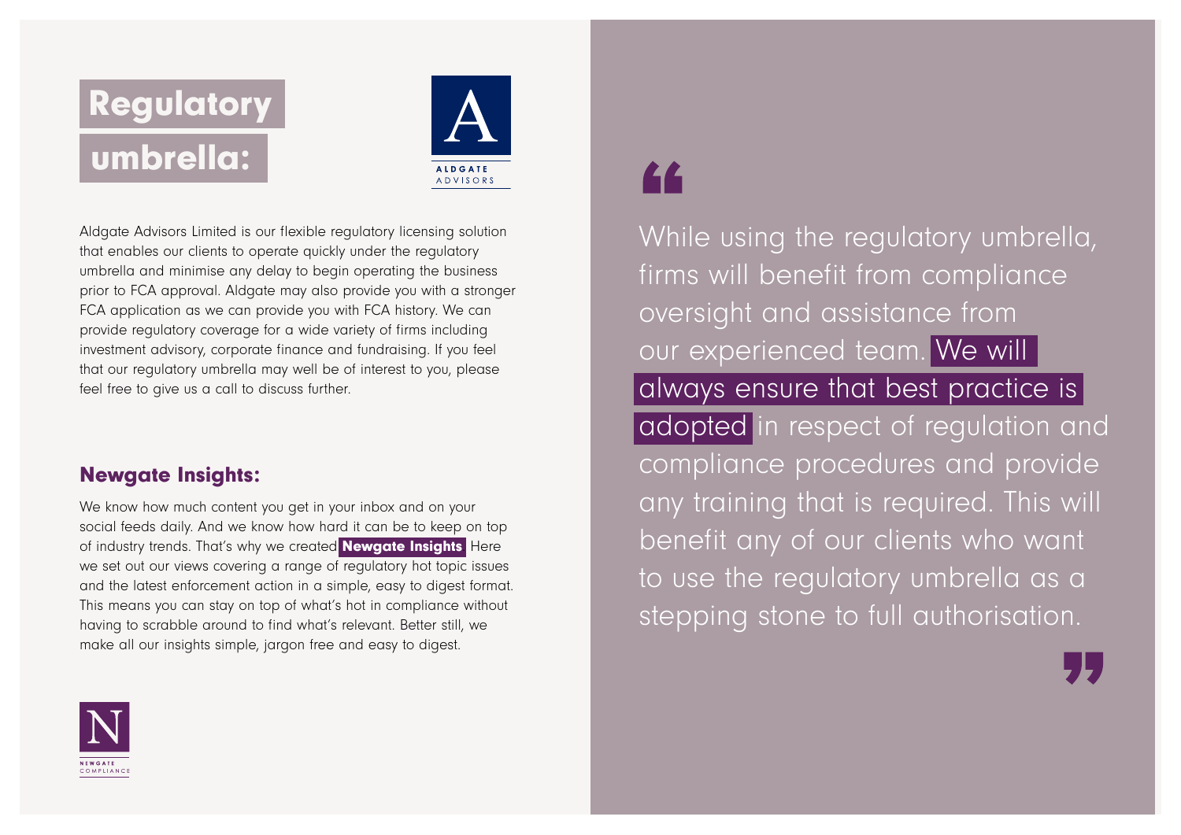# Regulatory umbrella:

ALDGATE ADVISORS

Aldgate Advisors Limited is our flexible regulatory licensing solution that enables our clients to operate quickly under the regulatory umbrella and minimise any delay to begin operating the business prior to FCA approval. Aldgate may also provide you with a stronger FCA application as we can provide you with FCA history. We can provide regulatory coverage for a wide variety of firms including investment advisory, corporate finance and fundraising. If you feel that our regulatory umbrella may well be of interest to you, please feel free to give us a call to discuss further.

## Newgate Insights:

We know how much content you get in your inbox and on your social feeds daily. And we know how hard it can be to keep on top of industry trends. That's why we created **Newgate Insights** Here we set out our views covering a range of regulatory hot topic issues and the latest enforcement action in a simple, easy to digest format. This means you can stay on top of what's hot in compliance without having to scrabble around to find what's relevant. Better still, we make all our insights simple, jargon free and easy to digest.

NEWGATE COMPLIANCE

> "While using the regulatory umbrella, firms will benefit from compliance oversight and assistance from our experienced team. **We will always ensure that best practice is adopted** in respect of regulation and compliance procedures and provide any training that is required. This will benefit any of our clients who want to use the regulatory umbrella as a stepping stone to full authorisation."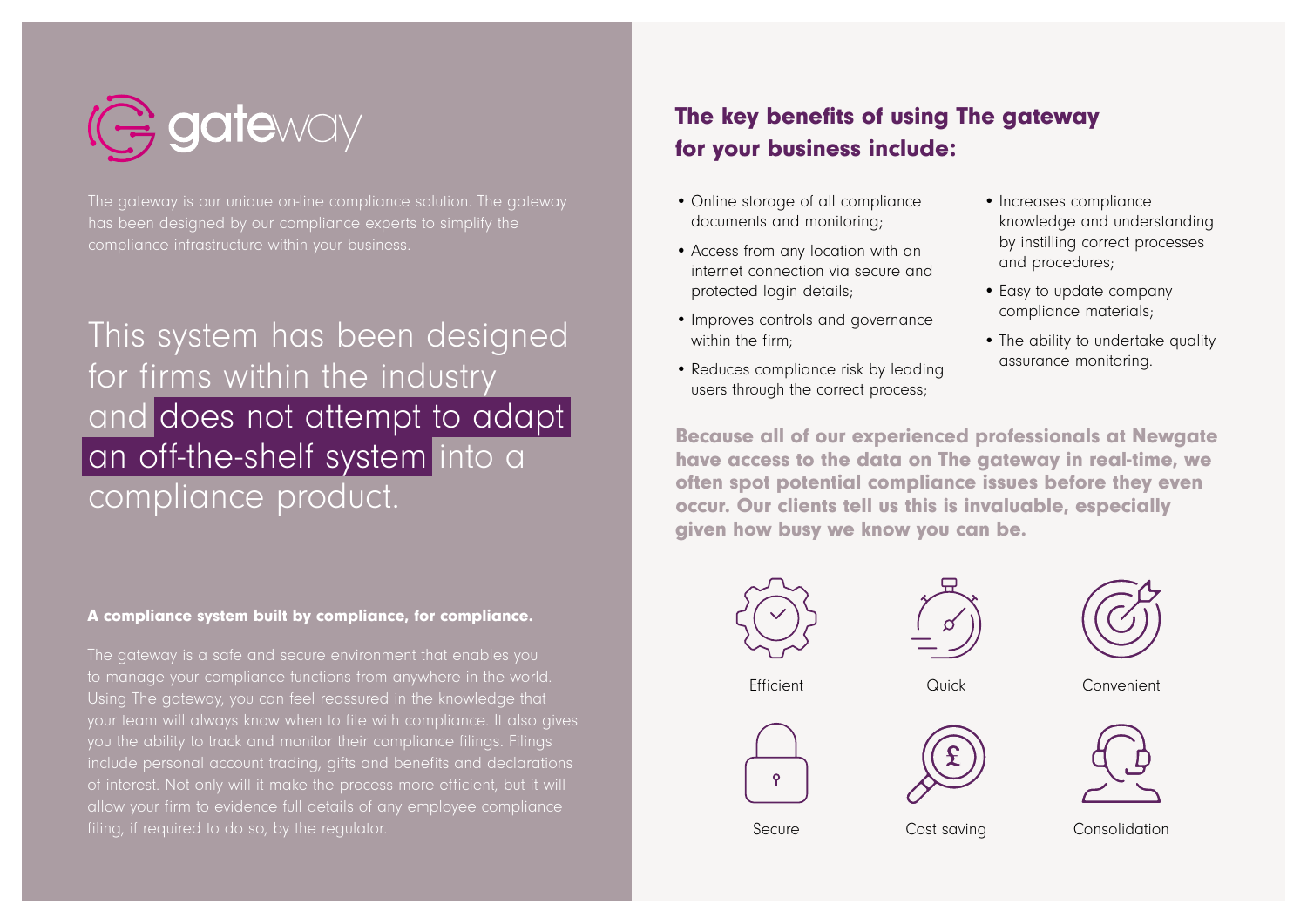# gateway

The gateway is our unique on-line compliance solution. The gateway has been designed by our compliance experts to simplify the compliance infrastructure within your business.

This system has been designed for firms within the industry and does not attempt to adapt an off-the-shelf system into a compliance product.

**A compliance system built by compliance, for compliance.**

The gateway is a safe and secure environment that enables you to manage your compliance functions from anywhere in the world. Using The gateway, you can feel reassured in the knowledge that your team will always know when to file with compliance. It also gives you the ability to track and monitor their compliance filings. Filings include personal account trading, gifts and benefits and declarations of interest. Not only will it make the process more efficient, but it will allow your firm to evidence full details of any employee compliance filing, if required to do so, by the regulator.

## The key benefits of using The gateway for your business include:

- Online storage of all compliance documents and monitoring;
- Access from any location with an internet connection via secure and protected login details;
- Improves controls and governance within the firm;
- Reduces compliance risk by leading users through the correct process;
- Increases compliance knowledge and understanding by instilling correct processes and procedures;
- Easy to update company compliance materials;
- The ability to undertake quality assurance monitoring.

**Because all of our experienced professionals at Newgate have access to the data on The gateway in real-time, we often spot potential compliance issues before they even occur. Our clients tell us this is invaluable, especially given how busy we know you can be.**

Efficient

Quick

Convenient

Secure

Cost saving

Consolidation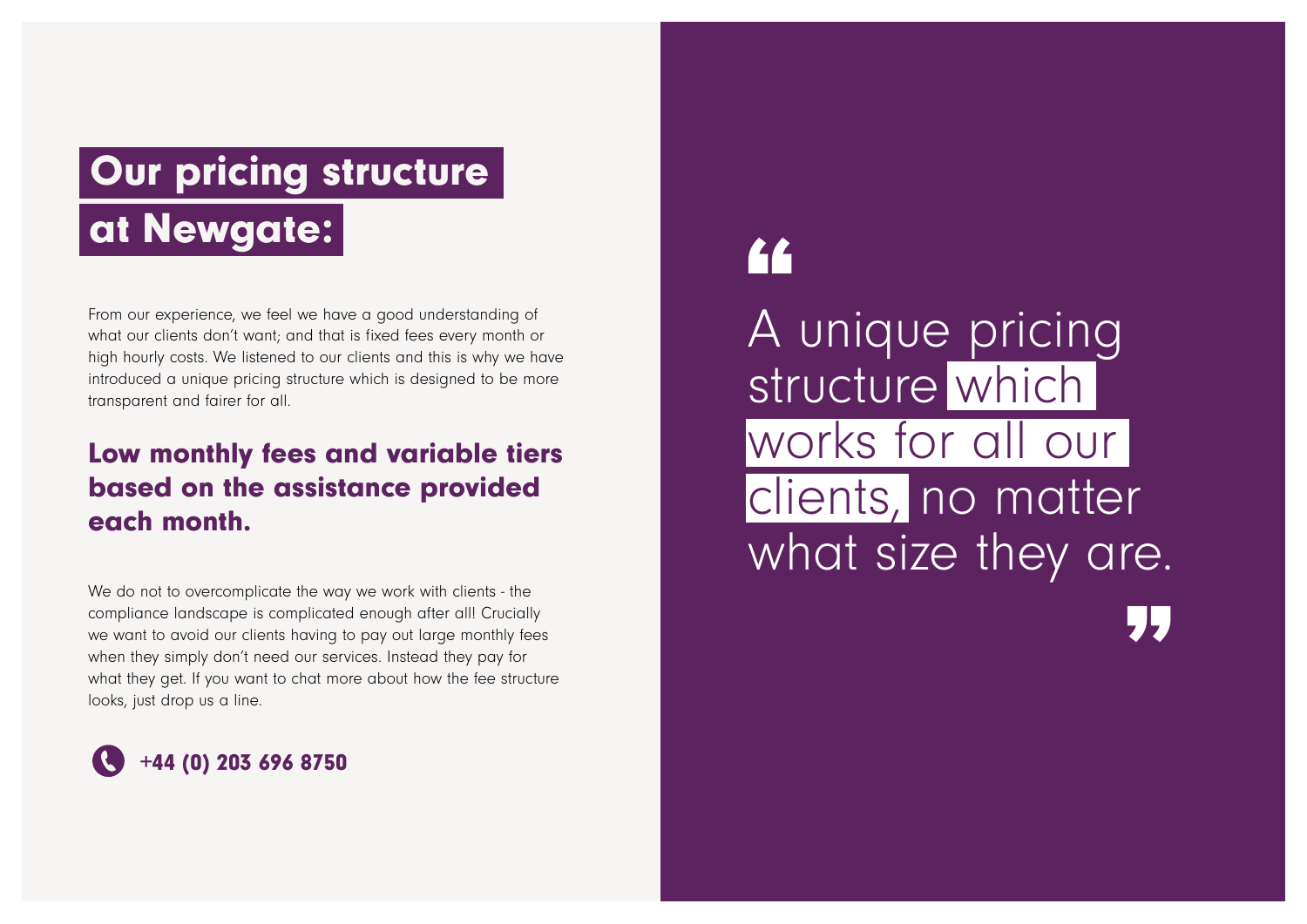# Our pricing structure at Newgate:

From our experience, we feel we have a good understanding of what our clients don't want; and that is fixed fees every month or high hourly costs. We listened to our clients and this is why we have introduced a unique pricing structure which is designed to be more transparent and fairer for all.

## Low monthly fees and variable tiers based on the assistance provided each month.

We do not to overcomplicate the way we work with clients - the compliance landscape is complicated enough after all! Crucially we want to avoid our clients having to pay out large monthly fees when they simply don't need our services. Instead they pay for what they get. If you want to chat more about how the fee structure looks, just drop us a line.

**+44 (0) 203 696 8750**

> "A unique pricing structure which works for all our clients, no matter what size they are."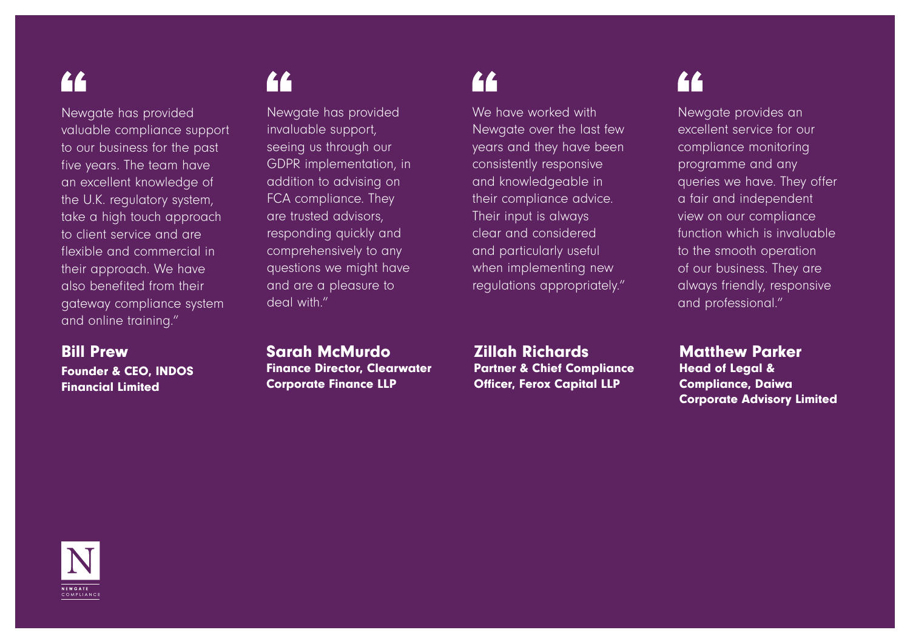"Newgate has provided valuable compliance support to our business for the past five years. The team have an excellent knowledge of the U.K. regulatory system, take a high touch approach to client service and are flexible and commercial in their approach. We have also benefited from their gateway compliance system and online training."

**Bill Prew**
**Founder & CEO, INDOS Financial Limited**

"Newgate has provided invaluable support, seeing us through our GDPR implementation, in addition to advising on FCA compliance. They are trusted advisors, responding quickly and comprehensively to any questions we might have and are a pleasure to deal with."

**Sarah McMurdo**
**Finance Director, Clearwater Corporate Finance LLP**

"We have worked with Newgate over the last few years and they have been consistently responsive and knowledgeable in their compliance advice. Their input is always clear and considered and particularly useful when implementing new regulations appropriately."

**Zillah Richards**
**Partner & Chief Compliance Officer, Ferox Capital LLP**

"Newgate provides an excellent service for our compliance monitoring programme and any queries we have. They offer a fair and independent view on our compliance function which is invaluable to the smooth operation of our business. They are always friendly, responsive and professional."

**Matthew Parker**
**Head of Legal & Compliance, Daiwa Corporate Advisory Limited**

N
NEWGATE COMPLIANCE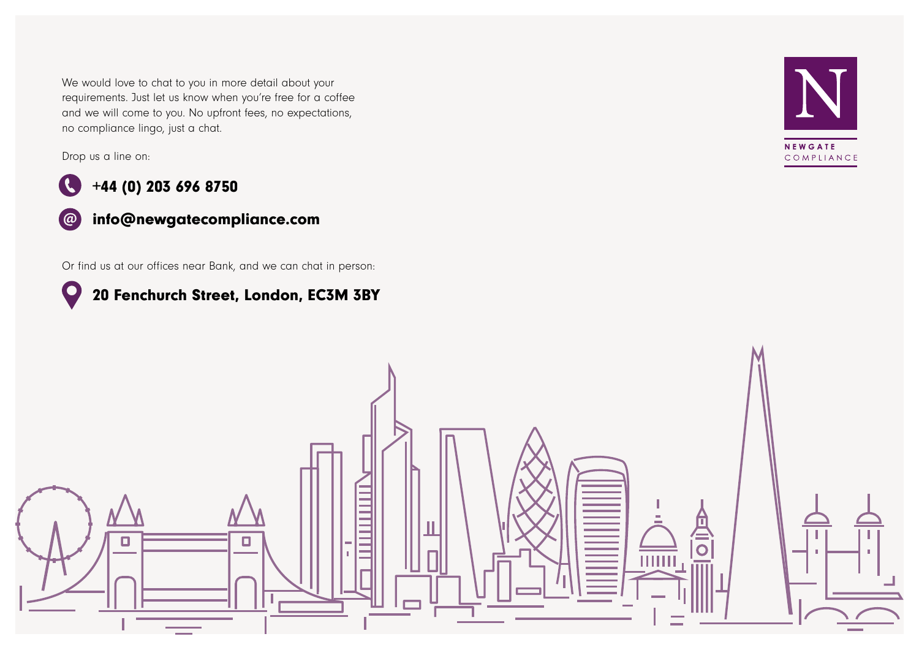We would love to chat to you in more detail about your requirements. Just let us know when you're free for a coffee and we will come to you. No upfront fees, no expectations, no compliance lingo, just a chat.

Drop us a line on:

**+44 (0) 203 696 8750**

**info@newgatecompliance.com**

Or find us at our offices near Bank, and we can chat in person:

**20 Fenchurch Street, London, EC3M 3BY**

NEWGATE COMPLIANCE